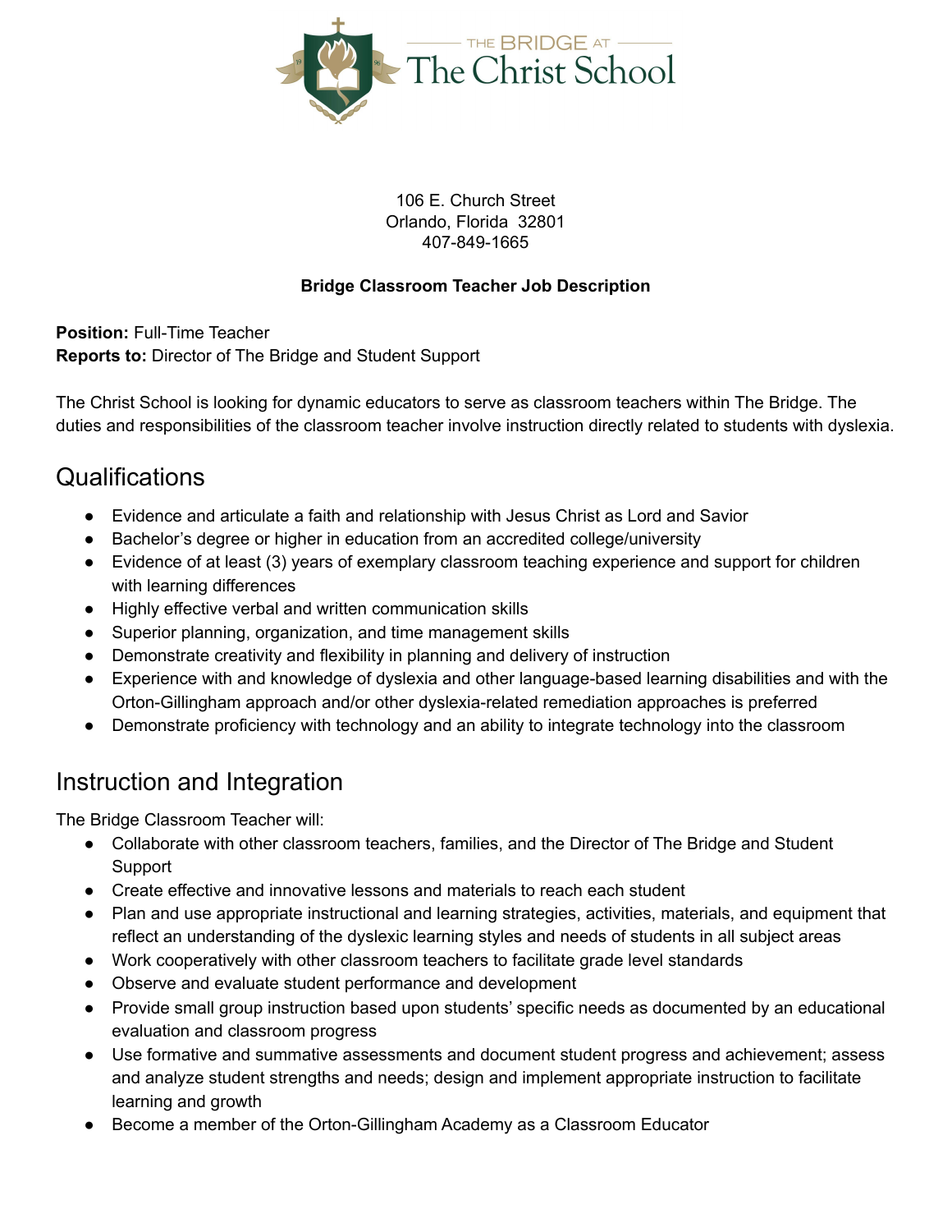THE BRIDGE AT

# The Christ School

106 E. Church Street
Orlando, Florida 32801
407-849-1665

**Bridge Classroom Teacher Job Description**

**Position:** Full-Time Teacher
**Reports to:** Director of The Bridge and Student Support

The Christ School is looking for dynamic educators to serve as classroom teachers within The Bridge. The duties and responsibilities of the classroom teacher involve instruction directly related to students with dyslexia.

## Qualifications

- Evidence and articulate a faith and relationship with Jesus Christ as Lord and Savior
- Bachelor's degree or higher in education from an accredited college/university
- Evidence of at least (3) years of exemplary classroom teaching experience and support for children with learning differences
- Highly effective verbal and written communication skills
- Superior planning, organization, and time management skills
- Demonstrate creativity and flexibility in planning and delivery of instruction
- Experience with and knowledge of dyslexia and other language-based learning disabilities and with the Orton-Gillingham approach and/or other dyslexia-related remediation approaches is preferred
- Demonstrate proficiency with technology and an ability to integrate technology into the classroom

## Instruction and Integration

The Bridge Classroom Teacher will:

- Collaborate with other classroom teachers, families, and the Director of The Bridge and Student Support
- Create effective and innovative lessons and materials to reach each student
- Plan and use appropriate instructional and learning strategies, activities, materials, and equipment that reflect an understanding of the dyslexic learning styles and needs of students in all subject areas
- Work cooperatively with other classroom teachers to facilitate grade level standards
- Observe and evaluate student performance and development
- Provide small group instruction based upon students' specific needs as documented by an educational evaluation and classroom progress
- Use formative and summative assessments and document student progress and achievement; assess and analyze student strengths and needs; design and implement appropriate instruction to facilitate learning and growth
- Become a member of the Orton-Gillingham Academy as a Classroom Educator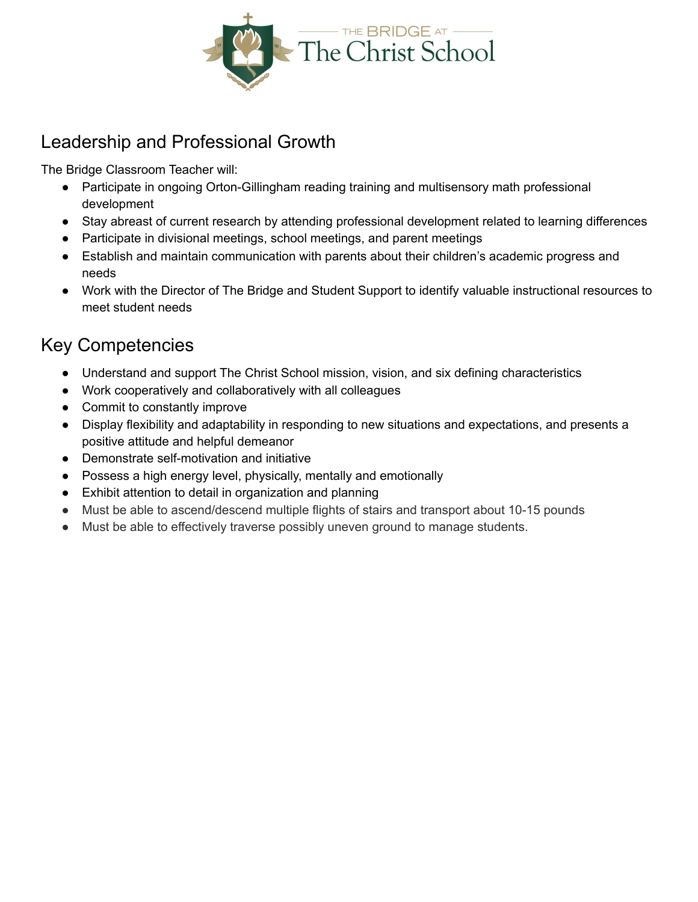## Leadership and Professional Growth

The Bridge Classroom Teacher will:

- Participate in ongoing Orton-Gillingham reading training and multisensory math professional development
- Stay abreast of current research by attending professional development related to learning differences
- Participate in divisional meetings, school meetings, and parent meetings
- Establish and maintain communication with parents about their children's academic progress and needs
- Work with the Director of The Bridge and Student Support to identify valuable instructional resources to meet student needs

## Key Competencies

- Understand and support The Christ School mission, vision, and six defining characteristics
- Work cooperatively and collaboratively with all colleagues
- Commit to constantly improve
- Display flexibility and adaptability in responding to new situations and expectations, and presents a positive attitude and helpful demeanor
- Demonstrate self-motivation and initiative
- Possess a high energy level, physically, mentally and emotionally
- Exhibit attention to detail in organization and planning
- Must be able to ascend/descend multiple flights of stairs and transport about 10-15 pounds
- Must be able to effectively traverse possibly uneven ground to manage students.